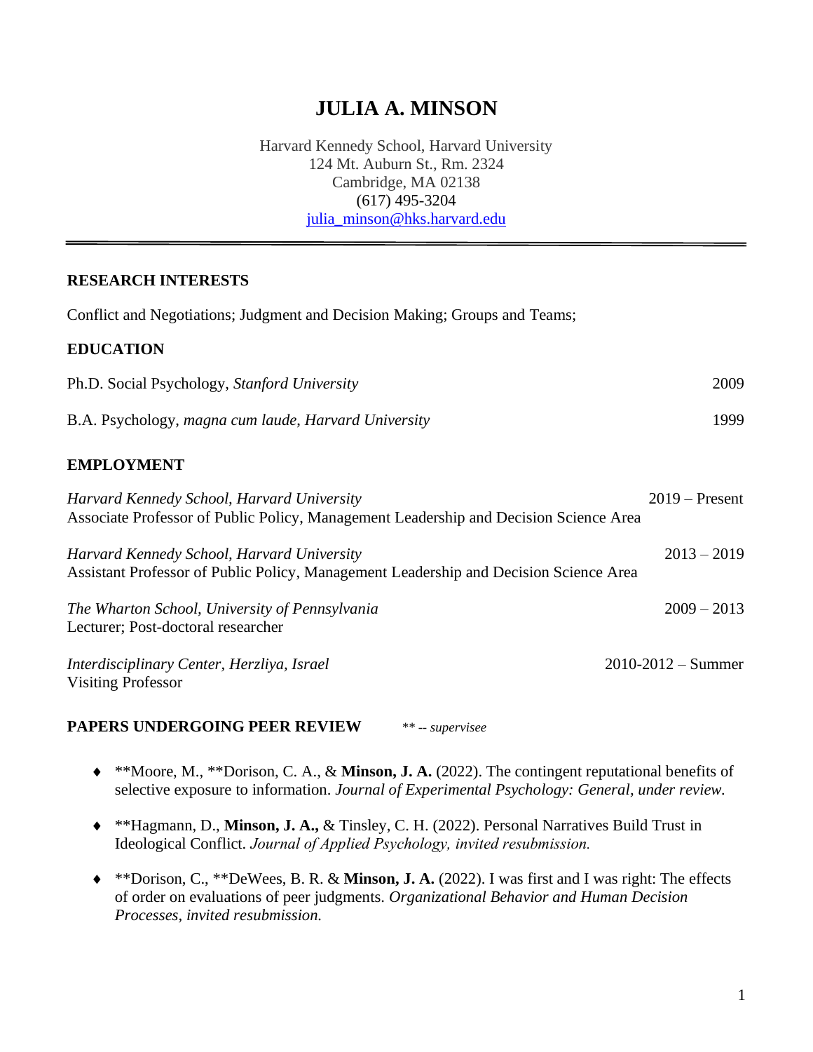# JULIA A. MINSON

Harvard Kennedy School, Harvard University
124 Mt. Auburn St., Rm. 2324
Cambridge, MA 02138
(617) 495-3204
julia_minson@hks.harvard.edu

---

## RESEARCH INTERESTS

Conflict and Negotiations; Judgment and Decision Making; Groups and Teams;

## EDUCATION

Ph.D. Social Psychology, *Stanford University* — 2009

B.A. Psychology, *magna cum laude*, *Harvard University* — 1999

## EMPLOYMENT

*Harvard Kennedy School, Harvard University* — 2019 – Present
Associate Professor of Public Policy, Management Leadership and Decision Science Area

*Harvard Kennedy School, Harvard University* — 2013 – 2019
Assistant Professor of Public Policy, Management Leadership and Decision Science Area

*The Wharton School, University of Pennsylvania* — 2009 – 2013
Lecturer; Post-doctoral researcher

*Interdisciplinary Center, Herzliya, Israel* — 2010-2012 – Summer
Visiting Professor

## PAPERS UNDERGOING PEER REVIEW

*** -- supervisee*

- **Moore, M., **Dorison, C. A., & **Minson, J. A.** (2022). The contingent reputational benefits of selective exposure to information. *Journal of Experimental Psychology: General, under review.*
- **Hagmann, D., **Minson, J. A.,** & Tinsley, C. H. (2022). Personal Narratives Build Trust in Ideological Conflict. *Journal of Applied Psychology, invited resubmission.*
- **Dorison, C., **DeWees, B. R. & **Minson, J. A.** (2022). I was first and I was right: The effects of order on evaluations of peer judgments. *Organizational Behavior and Human Decision Processes, invited resubmission.*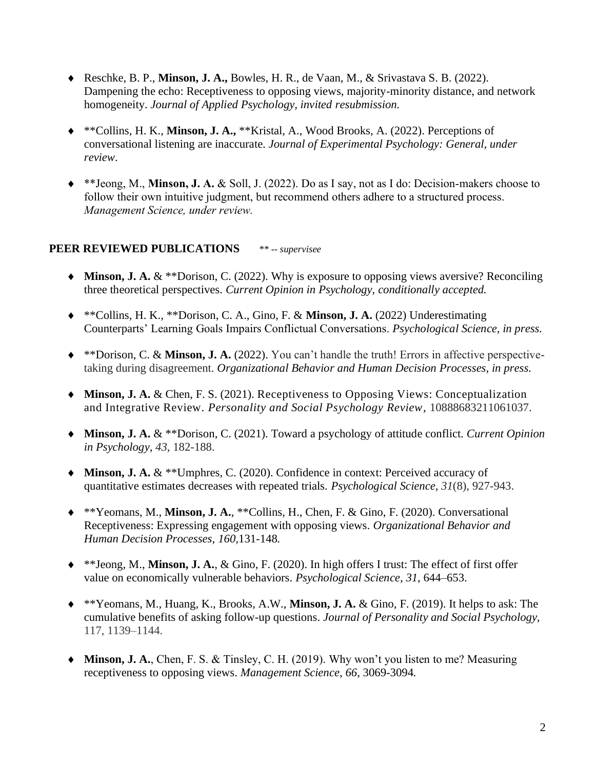- Reschke, B. P., **Minson, J. A.,** Bowles, H. R., de Vaan, M., & Srivastava S. B. (2022). Dampening the echo: Receptiveness to opposing views, majority-minority distance, and network homogeneity. *Journal of Applied Psychology, invited resubmission.*

- **Collins, H. K., **Minson, J. A.,** **Kristal, A., Wood Brooks, A. (2022). Perceptions of conversational listening are inaccurate. *Journal of Experimental Psychology: General, under review*.

- **Jeong, M., **Minson, J. A.** & Soll, J. (2022). Do as I say, not as I do: Decision-makers choose to follow their own intuitive judgment, but recommend others adhere to a structured process. *Management Science, under review.*

## PEER REVIEWED PUBLICATIONS *** -- supervisee*

- **Minson, J. A.** & **Dorison, C. (2022). Why is exposure to opposing views aversive? Reconciling three theoretical perspectives. *Current Opinion in Psychology, conditionally accepted.*

- **Collins, H. K., **Dorison, C. A., Gino, F. & **Minson, J. A.** (2022) Underestimating Counterparts' Learning Goals Impairs Conflictual Conversations. *Psychological Science, in press.*

- **Dorison, C. & **Minson, J. A.** (2022). You can't handle the truth! Errors in affective perspective-taking during disagreement. *Organizational Behavior and Human Decision Processes, in press.*

- **Minson, J. A.** & Chen, F. S. (2021). Receptiveness to Opposing Views: Conceptualization and Integrative Review. *Personality and Social Psychology Review*, 10888683211061037.

- **Minson, J. A.** & **Dorison, C. (2021). Toward a psychology of attitude conflict. *Current Opinion in Psychology, 43*, 182-188.

- **Minson, J. A.** & **Umphres, C. (2020). Confidence in context: Perceived accuracy of quantitative estimates decreases with repeated trials. *Psychological Science, 31*(8), 927-943.

- **Yeomans, M., **Minson, J. A.**, **Collins, H., Chen, F. & Gino, F. (2020). Conversational Receptiveness: Expressing engagement with opposing views. *Organizational Behavior and Human Decision Processes, 160*,131-148.

- **Jeong, M., **Minson, J. A.**, & Gino, F. (2020). In high offers I trust: The effect of first offer value on economically vulnerable behaviors. *Psychological Science, 31*, 644–653.

- **Yeomans, M., Huang, K., Brooks, A.W., **Minson, J. A.** & Gino, F. (2019). It helps to ask: The cumulative benefits of asking follow-up questions. *Journal of Personality and Social Psychology,* 117, 1139–1144.

- **Minson, J. A.**, Chen, F. S. & Tinsley, C. H. (2019). Why won't you listen to me? Measuring receptiveness to opposing views. *Management Science, 66*, 3069-3094.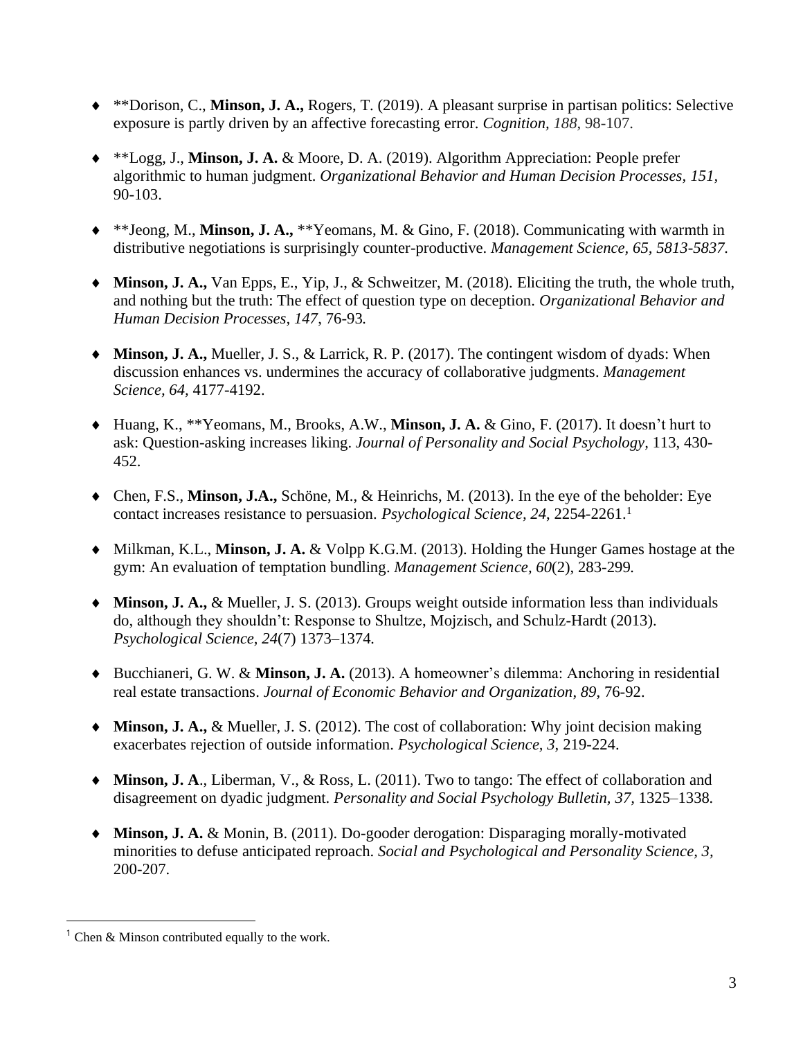- **Dorison, C., **Minson, J. A.,** Rogers, T. (2019). A pleasant surprise in partisan politics: Selective exposure is partly driven by an affective forecasting error. *Cognition, 188*, 98-107.

- **Logg, J., **Minson, J. A.** & Moore, D. A. (2019). Algorithm Appreciation: People prefer algorithmic to human judgment. *Organizational Behavior and Human Decision Processes, 151*, 90-103.

- **Jeong, M., **Minson, J. A.,** **Yeomans, M. & Gino, F. (2018). Communicating with warmth in distributive negotiations is surprisingly counter-productive. *Management Science, 65, 5813-5837.*

- **Minson, J. A.,** Van Epps, E., Yip, J., & Schweitzer, M. (2018). Eliciting the truth, the whole truth, and nothing but the truth: The effect of question type on deception. *Organizational Behavior and Human Decision Processes, 147*, 76-93*.*

- **Minson, J. A.,** Mueller, J. S., & Larrick, R. P. (2017). The contingent wisdom of dyads: When discussion enhances vs. undermines the accuracy of collaborative judgments. *Management Science, 64,* 4177-4192.

- Huang, K., **Yeomans, M., Brooks, A.W., **Minson, J. A.** & Gino, F. (2017). It doesn't hurt to ask: Question-asking increases liking. *Journal of Personality and Social Psychology*, 113, 430-452.

- Chen, F.S., **Minson, J.A.,** Schöne, M., & Heinrichs, M. (2013). In the eye of the beholder: Eye contact increases resistance to persuasion. *Psychological Science, 24*, 2254-2261.[1]

- Milkman, K.L., **Minson, J. A.** & Volpp K.G.M. (2013). Holding the Hunger Games hostage at the gym: An evaluation of temptation bundling. *Management Science, 60*(2)*,* 283-299*.*

- **Minson, J. A.,** & Mueller, J. S. (2013). Groups weight outside information less than individuals do, although they shouldn't: Response to Shultze, Mojzisch, and Schulz-Hardt (2013). *Psychological Science, 24*(7) 1373–1374*.*

- Bucchianeri, G. W. & **Minson, J. A.** (2013). A homeowner's dilemma: Anchoring in residential real estate transactions. *Journal of Economic Behavior and Organization*, *89*, 76-92.

- **Minson, J. A.,** & Mueller, J. S. (2012). The cost of collaboration: Why joint decision making exacerbates rejection of outside information. *Psychological Science, 3,* 219-224.

- **Minson, J. A**., Liberman, V., & Ross, L. (2011). Two to tango: The effect of collaboration and disagreement on dyadic judgment. *Personality and Social Psychology Bulletin, 37*, 1325–1338*.*

- **Minson, J. A.** & Monin, B. (2011). Do-gooder derogation: Disparaging morally-motivated minorities to defuse anticipated reproach. *Social and Psychological and Personality Science, 3,* 200-207.

---

[1] Chen & Minson contributed equally to the work.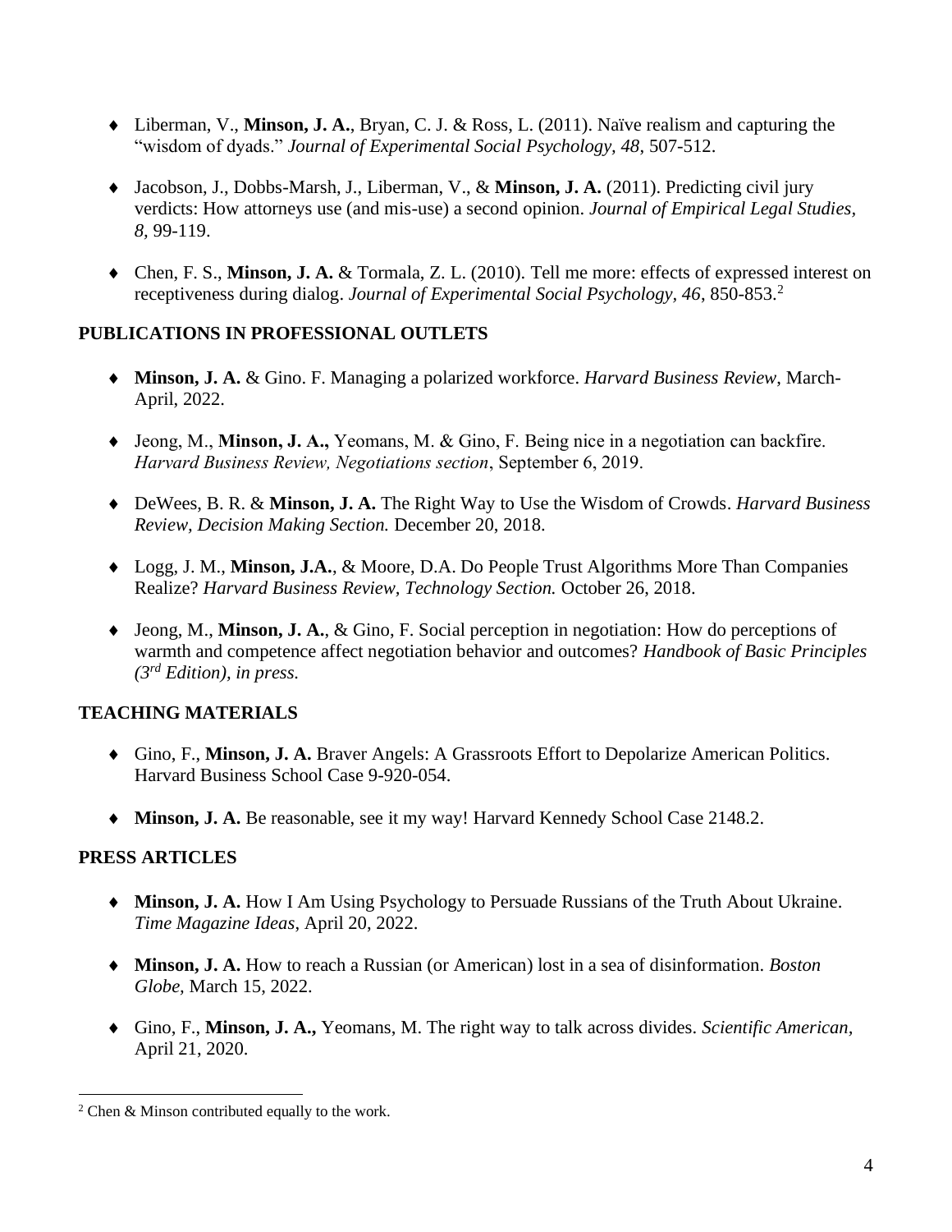- Liberman, V., **Minson, J. A.**, Bryan, C. J. & Ross, L. (2011). Naïve realism and capturing the "wisdom of dyads." *Journal of Experimental Social Psychology, 48*, 507-512.

- Jacobson, J., Dobbs-Marsh, J., Liberman, V., & **Minson, J. A.** (2011). Predicting civil jury verdicts: How attorneys use (and mis-use) a second opinion. *Journal of Empirical Legal Studies*, *8*, 99-119.

- Chen, F. S., **Minson, J. A.** & Tormala, Z. L. (2010). Tell me more: effects of expressed interest on receptiveness during dialog. *Journal of Experimental Social Psychology*, *46*, 850-853.[2]

## PUBLICATIONS IN PROFESSIONAL OUTLETS

- **Minson, J. A.** & Gino. F. Managing a polarized workforce. *Harvard Business Review*, March-April, 2022.

- Jeong, M., **Minson, J. A.,** Yeomans, M. & Gino, F. Being nice in a negotiation can backfire. *Harvard Business Review, Negotiations section*, September 6, 2019.

- DeWees, B. R. & **Minson, J. A.** The Right Way to Use the Wisdom of Crowds. *Harvard Business Review, Decision Making Section.* December 20, 2018.

- Logg, J. M., **Minson, J.A.**, & Moore, D.A. Do People Trust Algorithms More Than Companies Realize? *Harvard Business Review, Technology Section.* October 26, 2018.

- Jeong, M., **Minson, J. A.**, & Gino, F. Social perception in negotiation: How do perceptions of warmth and competence affect negotiation behavior and outcomes? *Handbook of Basic Principles (3rd Edition), in press.*

## TEACHING MATERIALS

- Gino, F., **Minson, J. A.** Braver Angels: A Grassroots Effort to Depolarize American Politics. Harvard Business School Case 9-920-054.

- **Minson, J. A.** Be reasonable, see it my way! Harvard Kennedy School Case 2148.2.

## PRESS ARTICLES

- **Minson, J. A.** How I Am Using Psychology to Persuade Russians of the Truth About Ukraine. *Time Magazine Ideas*, April 20, 2022.

- **Minson, J. A.** How to reach a Russian (or American) lost in a sea of disinformation. *Boston Globe,* March 15, 2022.

- Gino, F., **Minson, J. A.,** Yeomans, M. The right way to talk across divides. *Scientific American*, April 21, 2020.

---

[2] Chen & Minson contributed equally to the work.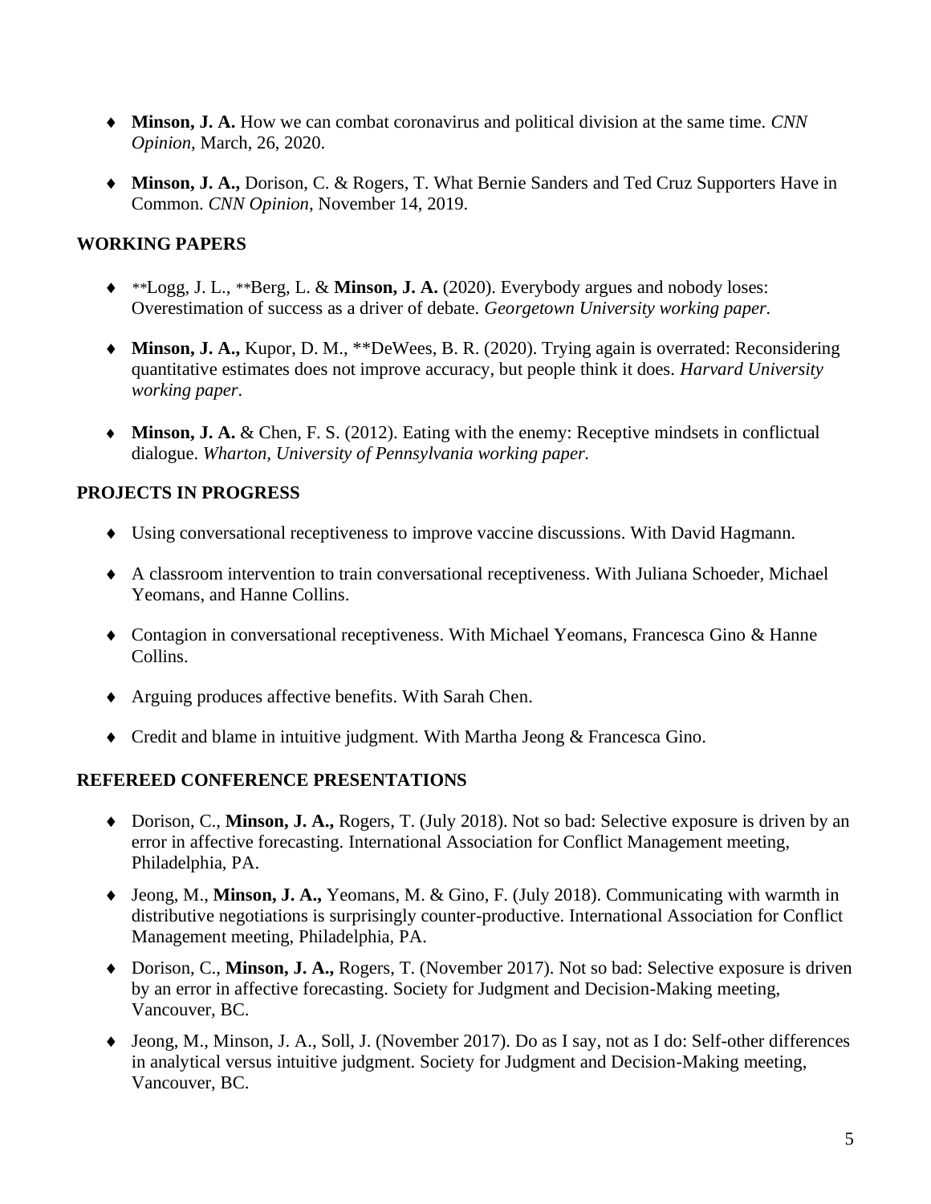- **Minson, J. A.** How we can combat coronavirus and political division at the same time. *CNN Opinion,* March, 26, 2020.

- **Minson, J. A.,** Dorison, C. & Rogers, T. What Bernie Sanders and Ted Cruz Supporters Have in Common. *CNN Opinion*, November 14, 2019.

## WORKING PAPERS

- **Logg, J. L., **Berg, L. & **Minson, J. A.** (2020). Everybody argues and nobody loses: Overestimation of success as a driver of debate. *Georgetown University working paper.*

- **Minson, J. A.,** Kupor, D. M., **DeWees, B. R. (2020). Trying again is overrated: Reconsidering quantitative estimates does not improve accuracy, but people think it does. *Harvard University working paper.*

- **Minson, J. A.** & Chen, F. S. (2012). Eating with the enemy: Receptive mindsets in conflictual dialogue. *Wharton, University of Pennsylvania working paper.*

## PROJECTS IN PROGRESS

- Using conversational receptiveness to improve vaccine discussions. With David Hagmann.

- A classroom intervention to train conversational receptiveness. With Juliana Schoeder, Michael Yeomans, and Hanne Collins.

- Contagion in conversational receptiveness. With Michael Yeomans, Francesca Gino & Hanne Collins.

- Arguing produces affective benefits. With Sarah Chen.

- Credit and blame in intuitive judgment. With Martha Jeong & Francesca Gino.

## REFEREED CONFERENCE PRESENTATIONS

- Dorison, C., **Minson, J. A.,** Rogers, T. (July 2018). Not so bad: Selective exposure is driven by an error in affective forecasting. International Association for Conflict Management meeting, Philadelphia, PA.

- Jeong, M., **Minson, J. A.,** Yeomans, M. & Gino, F. (July 2018). Communicating with warmth in distributive negotiations is surprisingly counter-productive. International Association for Conflict Management meeting, Philadelphia, PA.

- Dorison, C., **Minson, J. A.,** Rogers, T. (November 2017). Not so bad: Selective exposure is driven by an error in affective forecasting. Society for Judgment and Decision-Making meeting, Vancouver, BC.

- Jeong, M., Minson, J. A., Soll, J. (November 2017). Do as I say, not as I do: Self-other differences in analytical versus intuitive judgment. Society for Judgment and Decision-Making meeting, Vancouver, BC.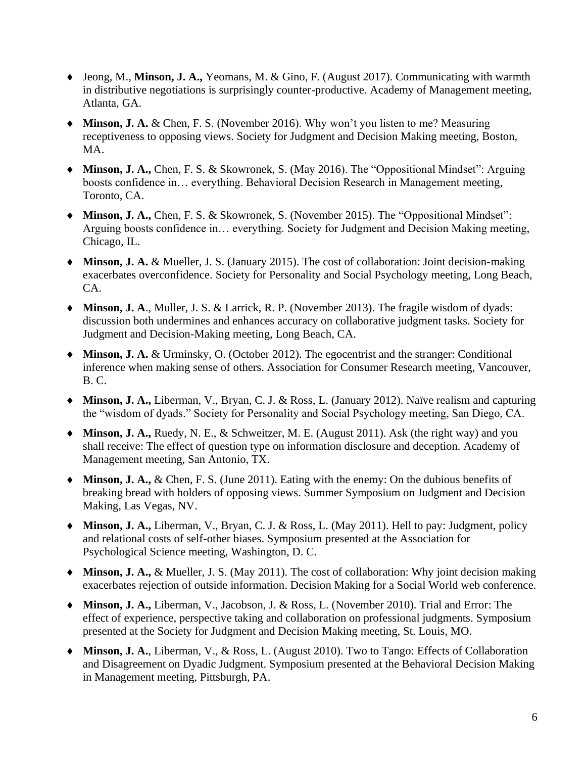- Jeong, M., **Minson, J. A.,** Yeomans, M. & Gino, F. (August 2017). Communicating with warmth in distributive negotiations is surprisingly counter-productive. Academy of Management meeting, Atlanta, GA.

- **Minson, J. A.** & Chen, F. S. (November 2016). Why won't you listen to me? Measuring receptiveness to opposing views. Society for Judgment and Decision Making meeting, Boston, MA.

- **Minson, J. A.,** Chen, F. S. & Skowronek, S. (May 2016). The "Oppositional Mindset": Arguing boosts confidence in… everything. Behavioral Decision Research in Management meeting, Toronto, CA.

- **Minson, J. A.,** Chen, F. S. & Skowronek, S. (November 2015). The "Oppositional Mindset": Arguing boosts confidence in… everything. Society for Judgment and Decision Making meeting, Chicago, IL.

- **Minson, J. A.** & Mueller, J. S. (January 2015). The cost of collaboration: Joint decision-making exacerbates overconfidence. Society for Personality and Social Psychology meeting, Long Beach, CA.

- **Minson, J. A**., Muller, J. S. & Larrick, R. P. (November 2013). The fragile wisdom of dyads: discussion both undermines and enhances accuracy on collaborative judgment tasks. Society for Judgment and Decision-Making meeting, Long Beach, CA.

- **Minson, J. A.** & Urminsky, O. (October 2012). The egocentrist and the stranger: Conditional inference when making sense of others. Association for Consumer Research meeting, Vancouver, B. C.

- **Minson, J. A.,** Liberman, V., Bryan, C. J. & Ross, L. (January 2012). Naïve realism and capturing the "wisdom of dyads." Society for Personality and Social Psychology meeting, San Diego, CA.

- **Minson, J. A.,** Ruedy, N. E., & Schweitzer, M. E. (August 2011). Ask (the right way) and you shall receive: The effect of question type on information disclosure and deception. Academy of Management meeting, San Antonio, TX.

- **Minson, J. A.,** & Chen, F. S. (June 2011). Eating with the enemy: On the dubious benefits of breaking bread with holders of opposing views. Summer Symposium on Judgment and Decision Making, Las Vegas, NV.

- **Minson, J. A.,** Liberman, V., Bryan, C. J. & Ross, L. (May 2011). Hell to pay: Judgment, policy and relational costs of self-other biases. Symposium presented at the Association for Psychological Science meeting, Washington, D. C.

- **Minson, J. A.,** & Mueller, J. S. (May 2011). The cost of collaboration: Why joint decision making exacerbates rejection of outside information. Decision Making for a Social World web conference.

- **Minson, J. A.,** Liberman, V., Jacobson, J. & Ross, L. (November 2010). Trial and Error: The effect of experience, perspective taking and collaboration on professional judgments. Symposium presented at the Society for Judgment and Decision Making meeting, St. Louis, MO.

- **Minson, J. A.**, Liberman, V., & Ross, L. (August 2010). Two to Tango: Effects of Collaboration and Disagreement on Dyadic Judgment. Symposium presented at the Behavioral Decision Making in Management meeting, Pittsburgh, PA.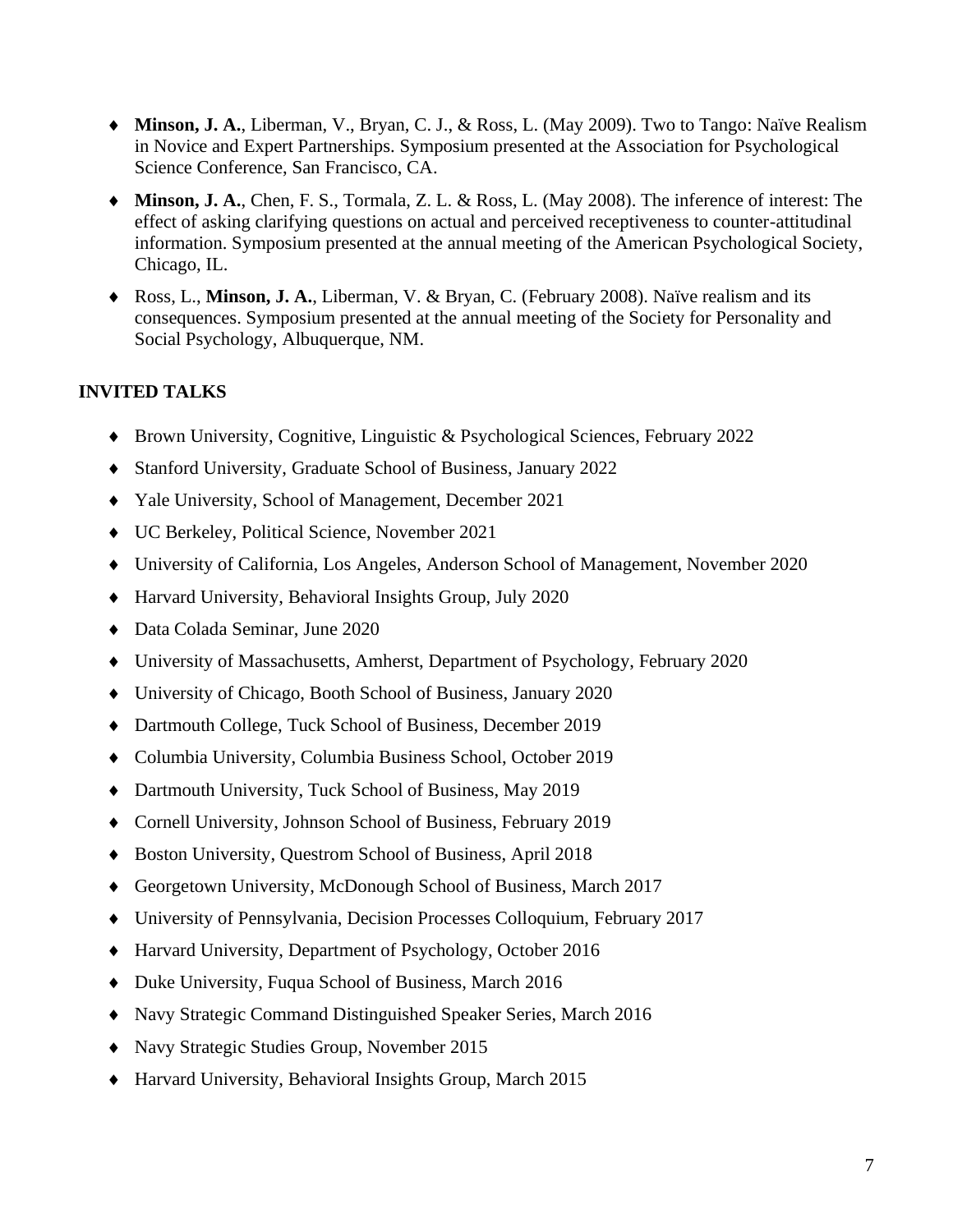- **Minson, J. A.**, Liberman, V., Bryan, C. J., & Ross, L. (May 2009). Two to Tango: Naïve Realism in Novice and Expert Partnerships. Symposium presented at the Association for Psychological Science Conference, San Francisco, CA.
- **Minson, J. A.**, Chen, F. S., Tormala, Z. L. & Ross, L. (May 2008). The inference of interest: The effect of asking clarifying questions on actual and perceived receptiveness to counter-attitudinal information. Symposium presented at the annual meeting of the American Psychological Society, Chicago, IL.
- Ross, L., **Minson, J. A.**, Liberman, V. & Bryan, C. (February 2008). Naïve realism and its consequences. Symposium presented at the annual meeting of the Society for Personality and Social Psychology, Albuquerque, NM.

## INVITED TALKS

- Brown University, Cognitive, Linguistic & Psychological Sciences, February 2022
- Stanford University, Graduate School of Business, January 2022
- Yale University, School of Management, December 2021
- UC Berkeley, Political Science, November 2021
- University of California, Los Angeles, Anderson School of Management, November 2020
- Harvard University, Behavioral Insights Group, July 2020
- Data Colada Seminar, June 2020
- University of Massachusetts, Amherst, Department of Psychology, February 2020
- University of Chicago, Booth School of Business, January 2020
- Dartmouth College, Tuck School of Business, December 2019
- Columbia University, Columbia Business School, October 2019
- Dartmouth University, Tuck School of Business, May 2019
- Cornell University, Johnson School of Business, February 2019
- Boston University, Questrom School of Business, April 2018
- Georgetown University, McDonough School of Business, March 2017
- University of Pennsylvania, Decision Processes Colloquium, February 2017
- Harvard University, Department of Psychology, October 2016
- Duke University, Fuqua School of Business, March 2016
- Navy Strategic Command Distinguished Speaker Series, March 2016
- Navy Strategic Studies Group, November 2015
- Harvard University, Behavioral Insights Group, March 2015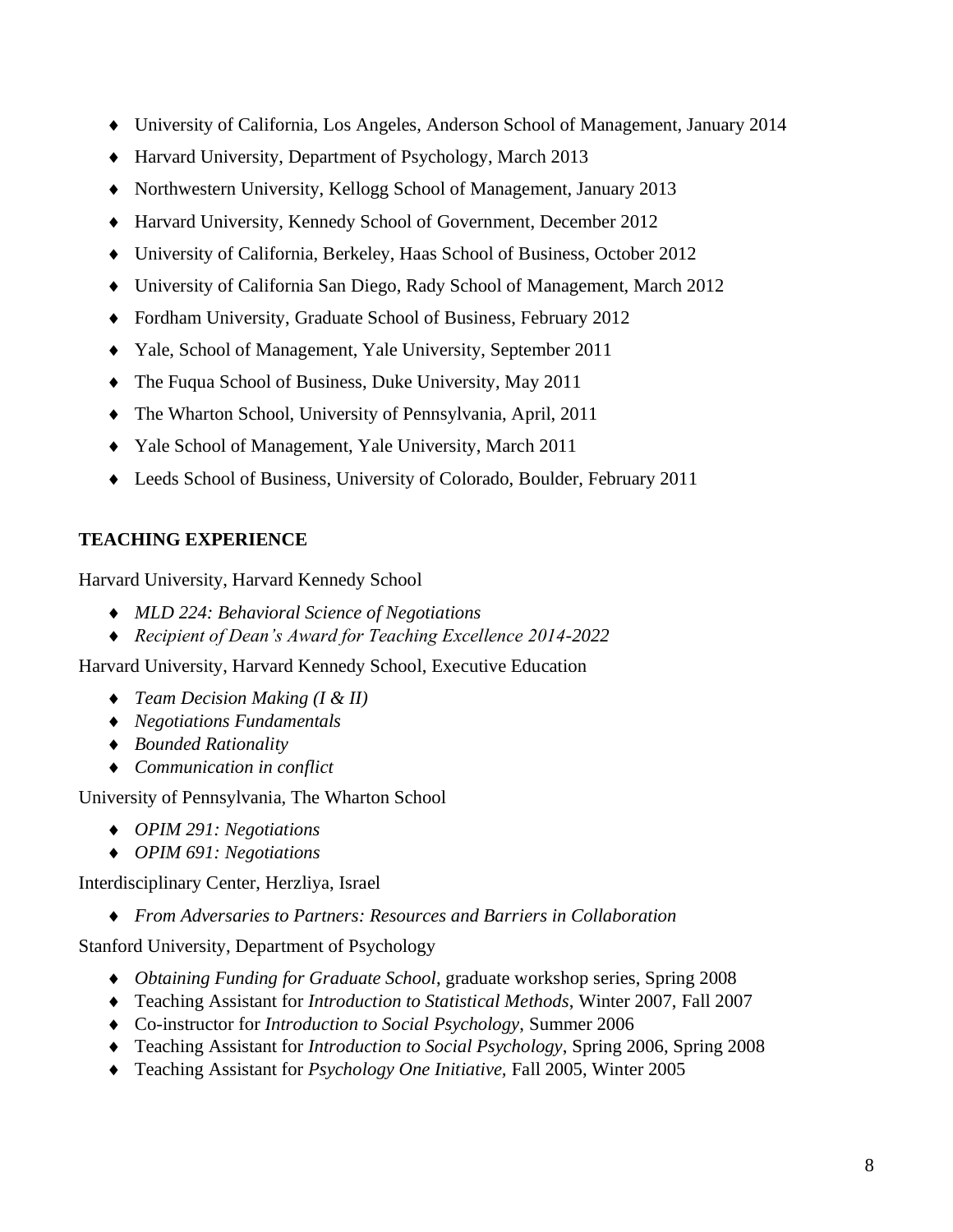- University of California, Los Angeles, Anderson School of Management, January 2014
- Harvard University, Department of Psychology, March 2013
- Northwestern University, Kellogg School of Management, January 2013
- Harvard University, Kennedy School of Government, December 2012
- University of California, Berkeley, Haas School of Business, October 2012
- University of California San Diego, Rady School of Management, March 2012
- Fordham University, Graduate School of Business, February 2012
- Yale, School of Management, Yale University, September 2011
- The Fuqua School of Business, Duke University, May 2011
- The Wharton School, University of Pennsylvania, April, 2011
- Yale School of Management, Yale University, March 2011
- Leeds School of Business, University of Colorado, Boulder, February 2011

**TEACHING EXPERIENCE**

Harvard University, Harvard Kennedy School

- *MLD 224: Behavioral Science of Negotiations*
- *Recipient of Dean's Award for Teaching Excellence 2014-2022*

Harvard University, Harvard Kennedy School, Executive Education

- *Team Decision Making (I & II)*
- *Negotiations Fundamentals*
- *Bounded Rationality*
- *Communication in conflict*

University of Pennsylvania, The Wharton School

- *OPIM 291: Negotiations*
- *OPIM 691: Negotiations*

Interdisciplinary Center, Herzliya, Israel

- *From Adversaries to Partners: Resources and Barriers in Collaboration*

Stanford University, Department of Psychology

- *Obtaining Funding for Graduate School*, graduate workshop series, Spring 2008
- Teaching Assistant for *Introduction to Statistical Methods*, Winter 2007, Fall 2007
- Co-instructor for *Introduction to Social Psychology*, Summer 2006
- Teaching Assistant for *Introduction to Social Psychology*, Spring 2006, Spring 2008
- Teaching Assistant for *Psychology One Initiative*, Fall 2005, Winter 2005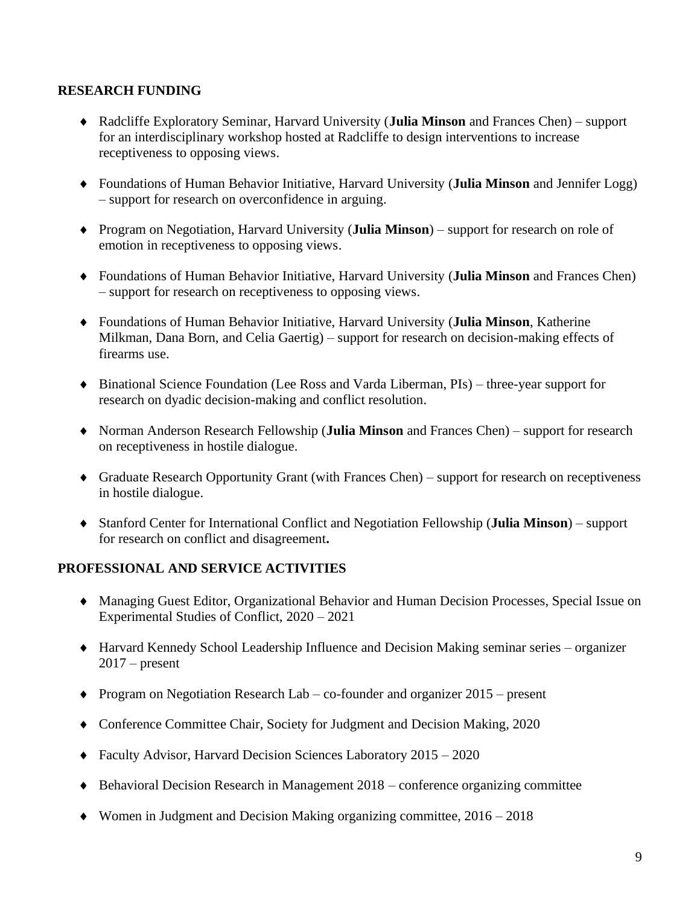## RESEARCH FUNDING

- Radcliffe Exploratory Seminar, Harvard University (**Julia Minson** and Frances Chen) – support for an interdisciplinary workshop hosted at Radcliffe to design interventions to increase receptiveness to opposing views.

- Foundations of Human Behavior Initiative, Harvard University (**Julia Minson** and Jennifer Logg) – support for research on overconfidence in arguing.

- Program on Negotiation, Harvard University (**Julia Minson**) – support for research on role of emotion in receptiveness to opposing views.

- Foundations of Human Behavior Initiative, Harvard University (**Julia Minson** and Frances Chen) – support for research on receptiveness to opposing views.

- Foundations of Human Behavior Initiative, Harvard University (**Julia Minson**, Katherine Milkman, Dana Born, and Celia Gaertig) – support for research on decision-making effects of firearms use.

- Binational Science Foundation (Lee Ross and Varda Liberman, PIs) – three-year support for research on dyadic decision-making and conflict resolution.

- Norman Anderson Research Fellowship (**Julia Minson** and Frances Chen) – support for research on receptiveness in hostile dialogue.

- Graduate Research Opportunity Grant (with Frances Chen) – support for research on receptiveness in hostile dialogue.

- Stanford Center for International Conflict and Negotiation Fellowship (**Julia Minson**) – support for research on conflict and disagreement**.**

## PROFESSIONAL AND SERVICE ACTIVITIES

- Managing Guest Editor, Organizational Behavior and Human Decision Processes, Special Issue on Experimental Studies of Conflict, 2020 – 2021

- Harvard Kennedy School Leadership Influence and Decision Making seminar series – organizer 2017 – present

- Program on Negotiation Research Lab – co-founder and organizer 2015 – present

- Conference Committee Chair, Society for Judgment and Decision Making, 2020

- Faculty Advisor, Harvard Decision Sciences Laboratory 2015 – 2020

- Behavioral Decision Research in Management 2018 – conference organizing committee

- Women in Judgment and Decision Making organizing committee, 2016 – 2018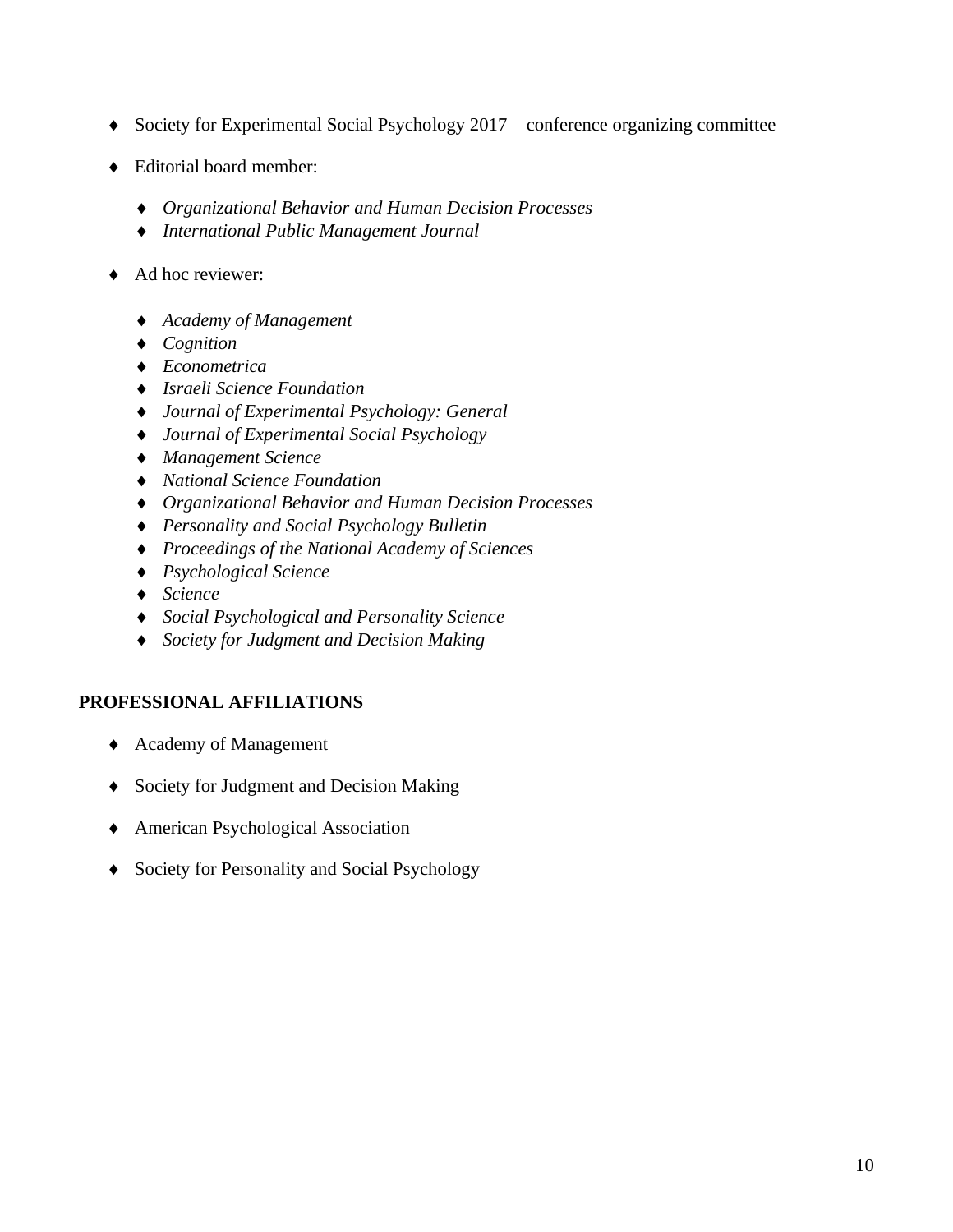- Society for Experimental Social Psychology 2017 – conference organizing committee

- Editorial board member:

  - *Organizational Behavior and Human Decision Processes*
  - *International Public Management Journal*

- Ad hoc reviewer:

  - *Academy of Management*
  - *Cognition*
  - *Econometrica*
  - *Israeli Science Foundation*
  - *Journal of Experimental Psychology: General*
  - *Journal of Experimental Social Psychology*
  - *Management Science*
  - *National Science Foundation*
  - *Organizational Behavior and Human Decision Processes*
  - *Personality and Social Psychology Bulletin*
  - *Proceedings of the National Academy of Sciences*
  - *Psychological Science*
  - *Science*
  - *Social Psychological and Personality Science*
  - *Society for Judgment and Decision Making*

## PROFESSIONAL AFFILIATIONS

- Academy of Management

- Society for Judgment and Decision Making

- American Psychological Association

- Society for Personality and Social Psychology